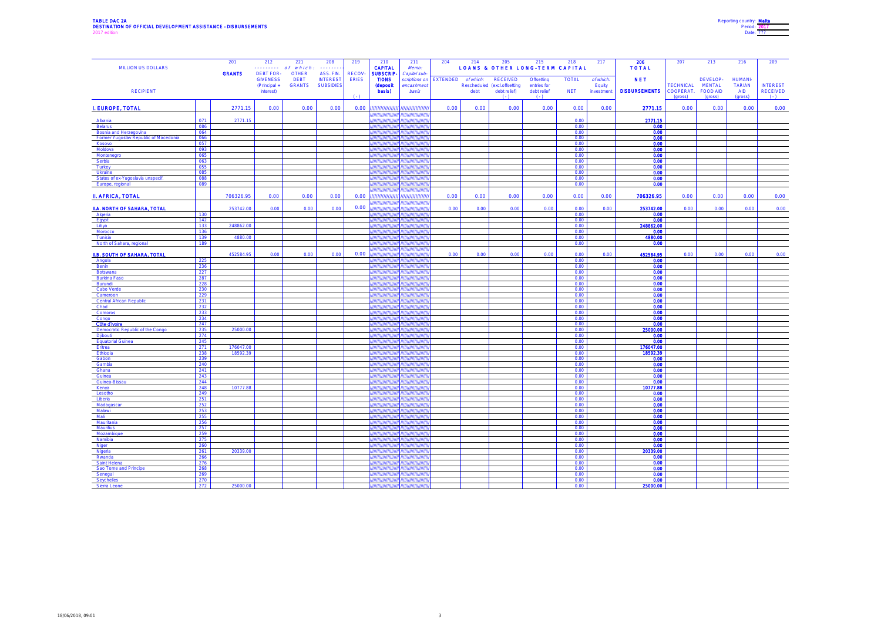**TABLE DAC 2A**
**DESTINATION OF OFFICIAL DEVELOPMENT ASSISTANCE - DISBURSEMENTS**
2017 edition

Reporting country: **Malta**
Period: **2017**
Date: ???

| MILLION US DOLLARS | | 201 | 212 | 221 | 208 | 219 | 210 | 211 | 204 | 214 | 205 | 215 | 218 | 217 | 206 | 207 | 213 | 216 | 209 |
|---|---|---|---|---|---|---|---|---|---|---|---|---|---|---|---|---|---|---|---|
| | | **GRANTS** | ---------- *of which:* DEBT FOR-GIVENESS (Principal + interest) | OTHER DEBT GRANTS | -------- ASS. FIN. INTEREST SUBSIDIES | RECOV-ERIES (-) | **CAPITAL SUBSCRIP-TIONS (deposit basis)** | *Memo: Capital sub-scriptions on encashment basis* | **LOANS & OTHER LONG-TERM CAPITAL** EXTENDED | *of which:* Rescheduled debt | RECEIVED (excl.offsetting debt relief) (-) | Offsetting entries for debt relief (-) | TOTAL NET | *of which:* Equity investment | **TOTAL NET DISBURSEMENTS** | TECHNICAL COOPERAT. (gross) | DEVELOP-MENTAL FOOD AID (gross) | HUMANI-TARIAN AID (gross) | INTEREST RECEIVED (-) |
| **RECIPIENT** | | | | | | | | | | | | | | | | | | | |
| **I. EUROPE, TOTAL** | | 2771.15 | 0.00 | 0.00 | 0.00 | 0.00 | | | 0.00 | 0.00 | 0.00 | 0.00 | 0.00 | 0.00 | **2771.15** | 0.00 | 0.00 | 0.00 | 0.00 |
| Albania | 071 | 2771.15 | | | | | | | | | | | 0.00 | | **2771.15** | | | | |
| Belarus | 086 | | | | | | | | | | | | 0.00 | | **0.00** | | | | |
| Bosnia and Herzegovina | 064 | | | | | | | | | | | | 0.00 | | **0.00** | | | | |
| Former Yugoslav Republic of Macedonia | 066 | | | | | | | | | | | | 0.00 | | **0.00** | | | | |
| Kosovo | 057 | | | | | | | | | | | | 0.00 | | **0.00** | | | | |
| Moldova | 093 | | | | | | | | | | | | 0.00 | | **0.00** | | | | |
| Montenegro | 065 | | | | | | | | | | | | 0.00 | | **0.00** | | | | |
| Serbia | 063 | | | | | | | | | | | | 0.00 | | **0.00** | | | | |
| Turkey | 055 | | | | | | | | | | | | 0.00 | | **0.00** | | | | |
| Ukraine | 085 | | | | | | | | | | | | 0.00 | | **0.00** | | | | |
| States of ex-Yugoslavia unspecif. | 088 | | | | | | | | | | | | 0.00 | | **0.00** | | | | |
| Europe, regional | 089 | | | | | | | | | | | | 0.00 | | **0.00** | | | | |
| **II. AFRICA, TOTAL** | | 706326.95 | 0.00 | 0.00 | 0.00 | 0.00 | | | 0.00 | 0.00 | 0.00 | 0.00 | 0.00 | 0.00 | **706326.95** | 0.00 | 0.00 | 0.00 | 0.00 |
| **II.A. NORTH OF SAHARA, TOTAL** | | 253742.00 | 0.00 | 0.00 | 0.00 | 0.00 | | | 0.00 | 0.00 | 0.00 | 0.00 | 0.00 | 0.00 | **253742.00** | 0.00 | 0.00 | 0.00 | 0.00 |
| Algeria | 130 | | | | | | | | | | | | 0.00 | | **0.00** | | | | |
| Egypt | 142 | | | | | | | | | | | | 0.00 | | **0.00** | | | | |
| Libya | 133 | 248862.00 | | | | | | | | | | | 0.00 | | **248862.00** | | | | |
| Morocco | 136 | | | | | | | | | | | | 0.00 | | **0.00** | | | | |
| Tunisia | 139 | 4880.00 | | | | | | | | | | | 0.00 | | **4880.00** | | | | |
| North of Sahara, regional | 189 | | | | | | | | | | | | 0.00 | | **0.00** | | | | |
| **II.B. SOUTH OF SAHARA, TOTAL** | | 452584.95 | 0.00 | 0.00 | 0.00 | 0.00 | | | 0.00 | 0.00 | 0.00 | 0.00 | 0.00 | 0.00 | **452584.95** | 0.00 | 0.00 | 0.00 | 0.00 |
| Angola | 225 | | | | | | | | | | | | 0.00 | | **0.00** | | | | |
| Benin | 236 | | | | | | | | | | | | 0.00 | | **0.00** | | | | |
| Botswana | 227 | | | | | | | | | | | | 0.00 | | **0.00** | | | | |
| Burkina Faso | 287 | | | | | | | | | | | | 0.00 | | **0.00** | | | | |
| Burundi | 228 | | | | | | | | | | | | 0.00 | | **0.00** | | | | |
| Cabo Verde | 230 | | | | | | | | | | | | 0.00 | | **0.00** | | | | |
| Cameroon | 229 | | | | | | | | | | | | 0.00 | | **0.00** | | | | |
| Central African Republic | 231 | | | | | | | | | | | | 0.00 | | **0.00** | | | | |
| Chad | 232 | | | | | | | | | | | | 0.00 | | **0.00** | | | | |
| Comoros | 233 | | | | | | | | | | | | 0.00 | | **0.00** | | | | |
| Congo | 234 | | | | | | | | | | | | 0.00 | | **0.00** | | | | |
| Côte d'Ivoire | 247 | | | | | | | | | | | | 0.00 | | **0.00** | | | | |
| Democratic Republic of the Congo | 235 | 25000.00 | | | | | | | | | | | 0.00 | | **25000.00** | | | | |
| Djibouti | 274 | | | | | | | | | | | | 0.00 | | **0.00** | | | | |
| Equatorial Guinea | 245 | | | | | | | | | | | | 0.00 | | **0.00** | | | | |
| Eritrea | 271 | 176047.00 | | | | | | | | | | | 0.00 | | **176047.00** | | | | |
| Ethiopia | 238 | 18592.39 | | | | | | | | | | | 0.00 | | **18592.39** | | | | |
| Gabon | 239 | | | | | | | | | | | | 0.00 | | **0.00** | | | | |
| Gambia | 240 | | | | | | | | | | | | 0.00 | | **0.00** | | | | |
| Ghana | 241 | | | | | | | | | | | | 0.00 | | **0.00** | | | | |
| Guinea | 243 | | | | | | | | | | | | 0.00 | | **0.00** | | | | |
| Guinea-Bissau | 244 | | | | | | | | | | | | 0.00 | | **0.00** | | | | |
| Kenya | 248 | 10777.88 | | | | | | | | | | | 0.00 | | **10777.88** | | | | |
| Lesotho | 249 | | | | | | | | | | | | 0.00 | | **0.00** | | | | |
| Liberia | 251 | | | | | | | | | | | | 0.00 | | **0.00** | | | | |
| Madagascar | 252 | | | | | | | | | | | | 0.00 | | **0.00** | | | | |
| Malawi | 253 | | | | | | | | | | | | 0.00 | | **0.00** | | | | |
| Mali | 255 | | | | | | | | | | | | 0.00 | | **0.00** | | | | |
| Mauritania | 256 | | | | | | | | | | | | 0.00 | | **0.00** | | | | |
| Mauritius | 257 | | | | | | | | | | | | 0.00 | | **0.00** | | | | |
| Mozambique | 259 | | | | | | | | | | | | 0.00 | | **0.00** | | | | |
| Namibia | 275 | | | | | | | | | | | | 0.00 | | **0.00** | | | | |
| Niger | 260 | | | | | | | | | | | | 0.00 | | **0.00** | | | | |
| Nigeria | 261 | 20339.00 | | | | | | | | | | | 0.00 | | **20339.00** | | | | |
| Rwanda | 266 | | | | | | | | | | | | 0.00 | | **0.00** | | | | |
| Saint Helena | 276 | | | | | | | | | | | | 0.00 | | **0.00** | | | | |
| Sao Tome and Principe | 268 | | | | | | | | | | | | 0.00 | | **0.00** | | | | |
| Senegal | 269 | | | | | | | | | | | | 0.00 | | **0.00** | | | | |
| Seychelles | 270 | | | | | | | | | | | | 0.00 | | **0.00** | | | | |
| Sierra Leone | 272 | 25000.00 | | | | | | | | | | | 0.00 | | **25000.00** | | | | |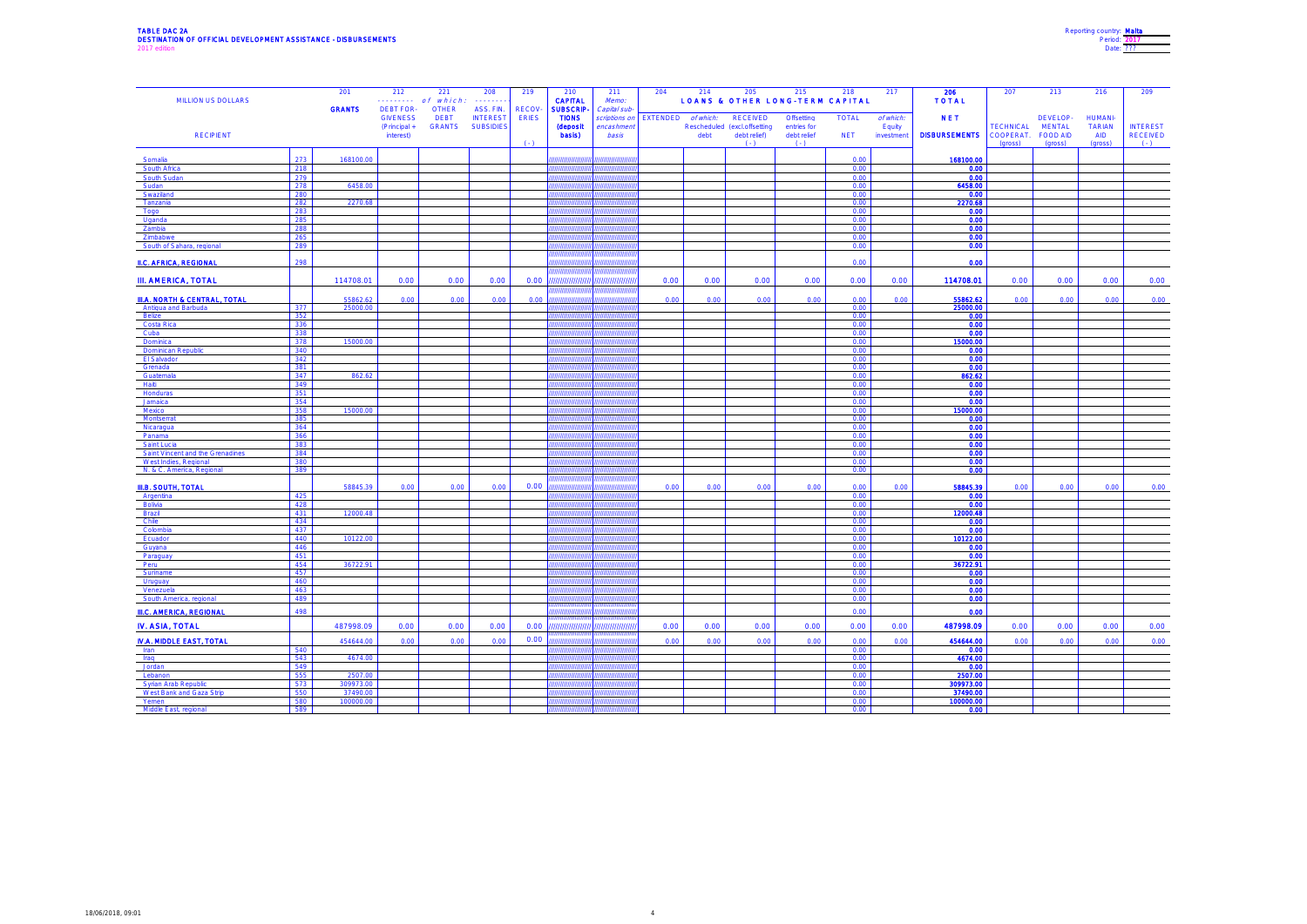**TABLE DAC 2A**
**DESTINATION OF OFFICIAL DEVELOPMENT ASSISTANCE - DISBURSEMENTS**
2017 edition

Reporting country: **Malta**
Period: **2017**
Date: ???

| MILLION US DOLLARS | | 201 | 212 | 221 | 208 | 219 | 210 | 211 | 204 | 214 | 205 | 215 | 218 | 217 | 206 | 207 | 213 | 216 | 209 |
|---|---|---|---|---|---|---|---|---|---|---|---|---|---|---|---|---|---|---|---|
| | | GRANTS | --------- of which: -------- | | | | CAPITAL SUBSCRIP-TIONS (deposit basis) | Memo: Capital sub-scriptions on encashment basis | LOANS & OTHER LONG-TERM CAPITAL | | | | | | TOTAL | | | | |
| RECIPIENT | | | DEBT FOR-GIVENESS (Principal + interest) | OTHER DEBT GRANTS | ASS. FIN. INTEREST SUBSIDIES | RECOV-ERIES (-) | | | EXTENDED | of which: Rescheduled debt | RECEIVED (excl.offsetting debt relief) (-) | Offsetting entries for debt relief (-) | TOTAL NET | of which: Equity investment | NET DISBURSEMENTS | TECHNICAL COOPERAT. (gross) | DEVELOP-MENTAL FOOD AID (gross) | HUMANI-TARIAN AID (gross) | INTEREST RECEIVED (-) |
| Somalia | 273 | 168100.00 | | | | | | | | | | | 0.00 | | 168100.00 | | | | |
| South Africa | 218 | | | | | | | | | | | | 0.00 | | 0.00 | | | | |
| South Sudan | 279 | | | | | | | | | | | | 0.00 | | 0.00 | | | | |
| Sudan | 278 | 6458.00 | | | | | | | | | | | 0.00 | | 6458.00 | | | | |
| Swaziland | 280 | | | | | | | | | | | | 0.00 | | 0.00 | | | | |
| Tanzania | 282 | 2270.68 | | | | | | | | | | | 0.00 | | 2270.68 | | | | |
| Togo | 283 | | | | | | | | | | | | 0.00 | | 0.00 | | | | |
| Uganda | 285 | | | | | | | | | | | | 0.00 | | 0.00 | | | | |
| Zambia | 288 | | | | | | | | | | | | 0.00 | | 0.00 | | | | |
| Zimbabwe | 265 | | | | | | | | | | | | 0.00 | | 0.00 | | | | |
| South of Sahara, regional | 289 | | | | | | | | | | | | 0.00 | | 0.00 | | | | |
| **II.C. AFRICA, REGIONAL** | 298 | | | | | | | | | | | | 0.00 | | 0.00 | | | | |
| **III. AMERICA, TOTAL** | | 114708.01 | 0.00 | 0.00 | 0.00 | 0.00 | | | 0.00 | 0.00 | 0.00 | 0.00 | 0.00 | 0.00 | 114708.01 | 0.00 | 0.00 | 0.00 | 0.00 |
| **III.A. NORTH & CENTRAL, TOTAL** | | 55862.62 | 0.00 | 0.00 | 0.00 | 0.00 | | | 0.00 | 0.00 | 0.00 | 0.00 | 0.00 | 0.00 | 55862.62 | 0.00 | 0.00 | 0.00 | 0.00 |
| Antigua and Barbuda | 377 | 25000.00 | | | | | | | | | | | 0.00 | | 25000.00 | | | | |
| Belize | 352 | | | | | | | | | | | | 0.00 | | 0.00 | | | | |
| Costa Rica | 336 | | | | | | | | | | | | 0.00 | | 0.00 | | | | |
| Cuba | 338 | | | | | | | | | | | | 0.00 | | 0.00 | | | | |
| Dominica | 378 | 15000.00 | | | | | | | | | | | 0.00 | | 15000.00 | | | | |
| Dominican Republic | 340 | | | | | | | | | | | | 0.00 | | 0.00 | | | | |
| El Salvador | 342 | | | | | | | | | | | | 0.00 | | 0.00 | | | | |
| Grenada | 381 | | | | | | | | | | | | 0.00 | | 0.00 | | | | |
| Guatemala | 347 | 862.62 | | | | | | | | | | | 0.00 | | 862.62 | | | | |
| Haiti | 349 | | | | | | | | | | | | 0.00 | | 0.00 | | | | |
| Honduras | 351 | | | | | | | | | | | | 0.00 | | 0.00 | | | | |
| Jamaica | 354 | | | | | | | | | | | | 0.00 | | 0.00 | | | | |
| Mexico | 358 | 15000.00 | | | | | | | | | | | 0.00 | | 15000.00 | | | | |
| Montserrat | 385 | | | | | | | | | | | | 0.00 | | 0.00 | | | | |
| Nicaragua | 364 | | | | | | | | | | | | 0.00 | | 0.00 | | | | |
| Panama | 366 | | | | | | | | | | | | 0.00 | | 0.00 | | | | |
| Saint Lucia | 383 | | | | | | | | | | | | 0.00 | | 0.00 | | | | |
| Saint Vincent and the Grenadines | 384 | | | | | | | | | | | | 0.00 | | 0.00 | | | | |
| West Indies, Regional | 380 | | | | | | | | | | | | 0.00 | | 0.00 | | | | |
| N. & C. America, Regional | 389 | | | | | | | | | | | | 0.00 | | 0.00 | | | | |
| **III.B. SOUTH, TOTAL** | | 58845.39 | 0.00 | 0.00 | 0.00 | 0.00 | | | 0.00 | 0.00 | 0.00 | 0.00 | 0.00 | 0.00 | 58845.39 | 0.00 | 0.00 | 0.00 | 0.00 |
| Argentina | 425 | | | | | | | | | | | | 0.00 | | 0.00 | | | | |
| Bolivia | 428 | | | | | | | | | | | | 0.00 | | 0.00 | | | | |
| Brazil | 431 | 12000.48 | | | | | | | | | | | 0.00 | | 12000.48 | | | | |
| Chile | 434 | | | | | | | | | | | | 0.00 | | 0.00 | | | | |
| Colombia | 437 | | | | | | | | | | | | 0.00 | | 0.00 | | | | |
| Ecuador | 440 | 10122.00 | | | | | | | | | | | 0.00 | | 10122.00 | | | | |
| Guyana | 446 | | | | | | | | | | | | 0.00 | | 0.00 | | | | |
| Paraguay | 451 | | | | | | | | | | | | 0.00 | | 0.00 | | | | |
| Peru | 454 | 36722.91 | | | | | | | | | | | 0.00 | | 36722.91 | | | | |
| Suriname | 457 | | | | | | | | | | | | 0.00 | | 0.00 | | | | |
| Uruguay | 460 | | | | | | | | | | | | 0.00 | | 0.00 | | | | |
| Venezuela | 463 | | | | | | | | | | | | 0.00 | | 0.00 | | | | |
| South America, regional | 489 | | | | | | | | | | | | 0.00 | | 0.00 | | | | |
| **III.C. AMERICA, REGIONAL** | 498 | | | | | | | | | | | | 0.00 | | 0.00 | | | | |
| **IV. ASIA, TOTAL** | | 487998.09 | 0.00 | 0.00 | 0.00 | 0.00 | | | 0.00 | 0.00 | 0.00 | 0.00 | 0.00 | 0.00 | 487998.09 | 0.00 | 0.00 | 0.00 | 0.00 |
| **IV.A. MIDDLE EAST, TOTAL** | | 454644.00 | 0.00 | 0.00 | 0.00 | 0.00 | | | 0.00 | 0.00 | 0.00 | 0.00 | 0.00 | 0.00 | 454644.00 | 0.00 | 0.00 | 0.00 | 0.00 |
| Iran | 540 | | | | | | | | | | | | 0.00 | | 0.00 | | | | |
| Iraq | 543 | 4674.00 | | | | | | | | | | | 0.00 | | 4674.00 | | | | |
| Jordan | 549 | | | | | | | | | | | | 0.00 | | 0.00 | | | | |
| Lebanon | 555 | 2507.00 | | | | | | | | | | | 0.00 | | 2507.00 | | | | |
| Syrian Arab Republic | 573 | 309973.00 | | | | | | | | | | | 0.00 | | 309973.00 | | | | |
| West Bank and Gaza Strip | 550 | 37490.00 | | | | | | | | | | | 0.00 | | 37490.00 | | | | |
| Yemen | 580 | 100000.00 | | | | | | | | | | | 0.00 | | 100000.00 | | | | |
| Middle East, regional | 589 | | | | | | | | | | | | 0.00 | | 0.00 | | | | |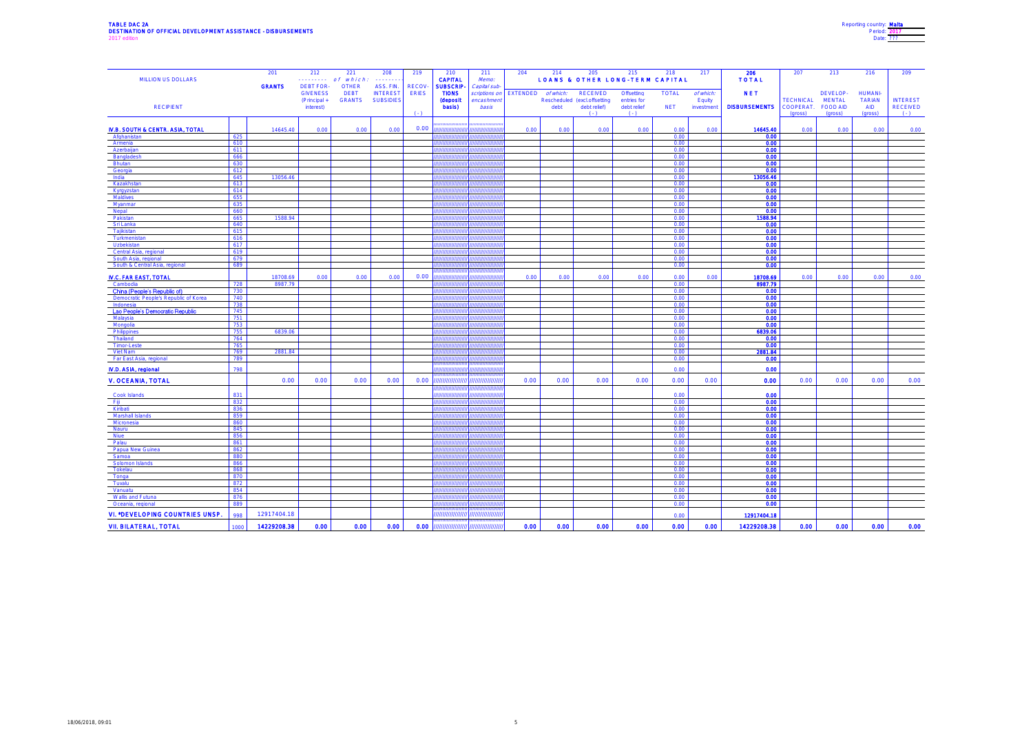**TABLE DAC 2A**
**DESTINATION OF OFFICIAL DEVELOPMENT ASSISTANCE - DISBURSEMENTS**
2017 edition

Reporting country: **Malta**
Period: **2017**
Date: ???

| MILLION US DOLLARS | | 201 | 212 | 221 | 208 | 219 | 210 | 211 | 204 | 214 | 205 | 215 | 218 | 217 | 206 | 207 | 213 | 216 | 209 |
|---|---|---|---|---|---|---|---|---|---|---|---|---|---|---|---|---|---|---|---|
| | | GRANTS | --------- of which: --------- | | | RECOV-ERIES | CAPITAL SUBSCRIP-TIONS (deposit basis) | Memo: Capital sub-scriptions on encashment basis | LOANS & OTHER LONG-TERM CAPITAL | | | | | | TOTAL | | | | |
| RECIPIENT | | | DEBT FOR-GIVENESS (Principal + interest) | OTHER DEBT GRANTS | ASS. FIN. INTEREST SUBSIDIES | ( - ) | | | EXTENDED | of which: Rescheduled debt | RECEIVED (excl.offsetting debt relief) ( - ) | Offsetting entries for debt relief ( - ) | TOTAL NET | of which: Equity investment | NET DISBURSEMENTS | TECHNICAL COOPERAT. (gross) | DEVELOP-MENTAL FOOD AID (gross) | HUMANI-TARIAN AID (gross) | INTEREST RECEIVED ( - ) |
| **IV.B. SOUTH & CENTR. ASIA, TOTAL** | | 14645.40 | 0.00 | 0.00 | 0.00 | 0.00 | | | 0.00 | 0.00 | 0.00 | 0.00 | 0.00 | 0.00 | 14645.40 | 0.00 | 0.00 | 0.00 | 0.00 |
| Afghanistan | 625 | | | | | | | | | | | | 0.00 | | 0.00 | | | | |
| Armenia | 610 | | | | | | | | | | | | 0.00 | | 0.00 | | | | |
| Azerbaijan | 611 | | | | | | | | | | | | 0.00 | | 0.00 | | | | |
| Bangladesh | 666 | | | | | | | | | | | | 0.00 | | 0.00 | | | | |
| Bhutan | 630 | | | | | | | | | | | | 0.00 | | 0.00 | | | | |
| Georgia | 612 | | | | | | | | | | | | 0.00 | | 0.00 | | | | |
| India | 645 | 13056.46 | | | | | | | | | | | 0.00 | | 13056.46 | | | | |
| Kazakhstan | 613 | | | | | | | | | | | | 0.00 | | 0.00 | | | | |
| Kyrgyzstan | 614 | | | | | | | | | | | | 0.00 | | 0.00 | | | | |
| Maldives | 655 | | | | | | | | | | | | 0.00 | | 0.00 | | | | |
| Myanmar | 635 | | | | | | | | | | | | 0.00 | | 0.00 | | | | |
| Nepal | 660 | | | | | | | | | | | | 0.00 | | 0.00 | | | | |
| Pakistan | 665 | 1588.94 | | | | | | | | | | | 0.00 | | 1588.94 | | | | |
| Sri Lanka | 640 | | | | | | | | | | | | 0.00 | | 0.00 | | | | |
| Tajikistan | 615 | | | | | | | | | | | | 0.00 | | 0.00 | | | | |
| Turkmenistan | 616 | | | | | | | | | | | | 0.00 | | 0.00 | | | | |
| Uzbekistan | 617 | | | | | | | | | | | | 0.00 | | 0.00 | | | | |
| Central Asia, regional | 619 | | | | | | | | | | | | 0.00 | | 0.00 | | | | |
| South Asia, regional | 679 | | | | | | | | | | | | 0.00 | | 0.00 | | | | |
| South & Central Asia, regional | 689 | | | | | | | | | | | | 0.00 | | 0.00 | | | | |
| **IV.C. FAR EAST, TOTAL** | | 18708.69 | 0.00 | 0.00 | 0.00 | 0.00 | | | 0.00 | 0.00 | 0.00 | 0.00 | 0.00 | 0.00 | 18708.69 | 0.00 | 0.00 | 0.00 | 0.00 |
| Cambodia | 728 | 8987.79 | | | | | | | | | | | 0.00 | | 8987.79 | | | | |
| China (People's Republic of) | 730 | | | | | | | | | | | | 0.00 | | 0.00 | | | | |
| Democratic People's Republic of Korea | 740 | | | | | | | | | | | | 0.00 | | 0.00 | | | | |
| Indonesia | 738 | | | | | | | | | | | | 0.00 | | 0.00 | | | | |
| Lao People's Democratic Republic | 745 | | | | | | | | | | | | 0.00 | | 0.00 | | | | |
| Malaysia | 751 | | | | | | | | | | | | 0.00 | | 0.00 | | | | |
| Mongolia | 753 | | | | | | | | | | | | 0.00 | | 0.00 | | | | |
| Philippines | 755 | 6839.06 | | | | | | | | | | | 0.00 | | 6839.06 | | | | |
| Thailand | 764 | | | | | | | | | | | | 0.00 | | 0.00 | | | | |
| Timor-Leste | 765 | | | | | | | | | | | | 0.00 | | 0.00 | | | | |
| Viet Nam | 769 | 2881.84 | | | | | | | | | | | 0.00 | | 2881.84 | | | | |
| Far East Asia, regional | 789 | | | | | | | | | | | | 0.00 | | 0.00 | | | | |
| **IV.D. ASIA, regional** | 798 | | | | | | | | | | | | 0.00 | | 0.00 | | | | |
| **V. OCEANIA, TOTAL** | | 0.00 | 0.00 | 0.00 | 0.00 | 0.00 | | | 0.00 | 0.00 | 0.00 | 0.00 | 0.00 | 0.00 | 0.00 | 0.00 | 0.00 | 0.00 | 0.00 |
| Cook Islands | 831 | | | | | | | | | | | | 0.00 | | 0.00 | | | | |
| Fiji | 832 | | | | | | | | | | | | 0.00 | | 0.00 | | | | |
| Kiribati | 836 | | | | | | | | | | | | 0.00 | | 0.00 | | | | |
| Marshall Islands | 859 | | | | | | | | | | | | 0.00 | | 0.00 | | | | |
| Micronesia | 860 | | | | | | | | | | | | 0.00 | | 0.00 | | | | |
| Nauru | 845 | | | | | | | | | | | | 0.00 | | 0.00 | | | | |
| Niue | 856 | | | | | | | | | | | | 0.00 | | 0.00 | | | | |
| Palau | 861 | | | | | | | | | | | | 0.00 | | 0.00 | | | | |
| Papua New Guinea | 862 | | | | | | | | | | | | 0.00 | | 0.00 | | | | |
| Samoa | 880 | | | | | | | | | | | | 0.00 | | 0.00 | | | | |
| Solomon Islands | 866 | | | | | | | | | | | | 0.00 | | 0.00 | | | | |
| Tokelau | 868 | | | | | | | | | | | | 0.00 | | 0.00 | | | | |
| Tonga | 870 | | | | | | | | | | | | 0.00 | | 0.00 | | | | |
| Tuvalu | 872 | | | | | | | | | | | | 0.00 | | 0.00 | | | | |
| Vanuatu | 854 | | | | | | | | | | | | 0.00 | | 0.00 | | | | |
| Wallis and Futuna | 876 | | | | | | | | | | | | 0.00 | | 0.00 | | | | |
| Oceania, regional | 889 | | | | | | | | | | | | 0.00 | | 0.00 | | | | |
| **VI. *DEVELOPING COUNTRIES UNSP.** | 998 | 12917404.18 | | | | | | | | | | | 0.00 | | 12917404.18 | | | | |
| **VII. BILATERAL, TOTAL** | 1000 | 14229208.38 | 0.00 | 0.00 | 0.00 | 0.00 | | | 0.00 | 0.00 | 0.00 | 0.00 | 0.00 | 0.00 | 14229208.38 | 0.00 | 0.00 | 0.00 | 0.00 |

18/06/2018, 09:01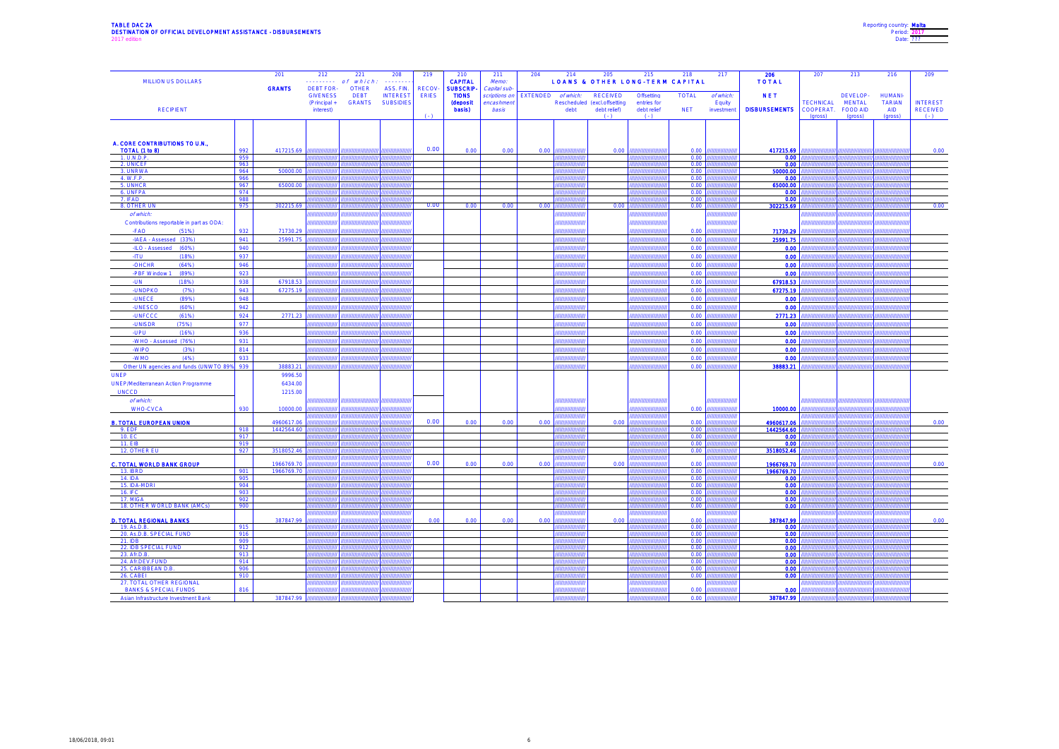**TABLE DAC 2A**
**DESTINATION OF OFFICIAL DEVELOPMENT ASSISTANCE - DISBURSEMENTS**
2017 edition

Reporting country: **Malta**
Period: **2017**
Date: ???

| MILLION US DOLLARS | | 201 | 212 | 221 | 208 | 219 | 210 | 211 | 204 | 214 | 205 | 215 | 218 | 217 | 206 | 207 | 213 | 216 | 209 |
|---|---|---|---|---|---|---|---|---|---|---|---|---|---|---|---|---|---|---|---|
| | | **GRANTS** | --------- *of which:* --------- | | | | **CAPITAL** | *Memo:* | **LOANS & OTHER LONG-TERM CAPITAL** | | | | | | **TOTAL** | | | | |
| **RECIPIENT** | | | DEBT FOR-GIVENESS (Principal + interest) | OTHER DEBT GRANTS | ASS. FIN. INTEREST SUBSIDIES | RECOV-ERIES (-) | SUBSCRIP-TIONS (deposit basis) | Capital sub-scriptions on encashment basis | EXTENDED | *of which:* Rescheduled debt | RECEIVED (excl.offsetting debt relief) (-) | Offsetting entries for debt relief (-) | TOTAL NET | *of which:* Equity investment | **NET DISBURSEMENTS** | TECHNICAL COOPERAT. (gross) | DEVELOP-MENTAL FOOD AID (gross) | HUMANI-TARIAN AID (gross) | INTEREST RECEIVED (-) |
| **A. CORE CONTRIBUTIONS TO U.N., TOTAL (1 to 8)** | 992 | 417215.69 | | | | 0.00 | 0.00 | 0.00 | 0.00 | | 0.00 | | 0.00 | | **417215.69** | | | | 0.00 |
| 1. U.N.D.P. | 959 | | | | | | | | | | | | 0.00 | | **0.00** | | | | |
| 2. UNICEF | 963 | | | | | | | | | | | | 0.00 | | **0.00** | | | | |
| 3. UNRWA | 964 | 50000.00 | | | | | | | | | | | 0.00 | | **50000.00** | | | | |
| 4. W.F.P. | 966 | | | | | | | | | | | | 0.00 | | **0.00** | | | | |
| 5. UNHCR | 967 | 65000.00 | | | | | | | | | | | 0.00 | | **65000.00** | | | | |
| 6. UNFPA | 974 | | | | | | | | | | | | 0.00 | | **0.00** | | | | |
| 7. IFAD | 988 | | | | | | | | | | | | 0.00 | | **0.00** | | | | |
| 8. OTHER UN | 975 | 302215.69 | | | | 0.00 | 0.00 | 0.00 | 0.00 | | 0.00 | | 0.00 | | **302215.69** | | | | 0.00 |
| *of which:* | | | | | | | | | | | | | | | | | | | |
| Contributions reportable in part as ODA: | | | | | | | | | | | | | | | | | | | |
| -FAO (51%) | 932 | 71730.29 | | | | | | | | | | | 0.00 | | **71730.29** | | | | |
| -IAEA - Assessed (33%) | 941 | 25991.75 | | | | | | | | | | | 0.00 | | **25991.75** | | | | |
| -ILO - Assessed (60%) | 940 | | | | | | | | | | | | 0.00 | | **0.00** | | | | |
| -ITU (18%) | 937 | | | | | | | | | | | | 0.00 | | **0.00** | | | | |
| -OHCHR (64%) | 946 | | | | | | | | | | | | 0.00 | | **0.00** | | | | |
| -PBF Window 1 (89%) | 923 | | | | | | | | | | | | 0.00 | | **0.00** | | | | |
| -UN (18%) | 938 | 67918.53 | | | | | | | | | | | 0.00 | | **67918.53** | | | | |
| -UNDPKO (7%) | 943 | 67275.19 | | | | | | | | | | | 0.00 | | **67275.19** | | | | |
| -UNECE (89%) | 948 | | | | | | | | | | | | 0.00 | | **0.00** | | | | |
| -UNESCO (60%) | 942 | | | | | | | | | | | | 0.00 | | **0.00** | | | | |
| -UNFCCC (61%) | 924 | 2771.23 | | | | | | | | | | | 0.00 | | **2771.23** | | | | |
| -UNISDR (75%) | 977 | | | | | | | | | | | | 0.00 | | **0.00** | | | | |
| -UPU (16%) | 936 | | | | | | | | | | | | 0.00 | | **0.00** | | | | |
| -WHO - Assessed (76%) | 931 | | | | | | | | | | | | 0.00 | | **0.00** | | | | |
| -WIPO (3%) | 814 | | | | | | | | | | | | 0.00 | | **0.00** | | | | |
| -WMO (4%) | 933 | | | | | | | | | | | | 0.00 | | **0.00** | | | | |
| Other UN agencies and funds (UNWTO 89% | 939 | 38883.21 | | | | | | | | | | | 0.00 | | **38883.21** | | | | |
| UNEP | | 9996.50 | | | | | | | | | | | | | | | | | |
| UNEP/Mediterranean Action Programme | | 6434.00 | | | | | | | | | | | | | | | | | |
| UNCCD | | 1215.00 | | | | | | | | | | | | | | | | | |
| *of which:* | | | | | | | | | | | | | | | | | | | |
| WHO-CVCA | 930 | 10000.00 | | | | | | | | | | | 0.00 | | **10000.00** | | | | |
| **B. TOTAL EUROPEAN UNION** | | 4960617.06 | | | | 0.00 | 0.00 | 0.00 | 0.00 | | 0.00 | | 0.00 | | **4960617.06** | | | | 0.00 |
| 9. EDF | 918 | 1442564.60 | | | | | | | | | | | 0.00 | | **1442564.60** | | | | |
| 10. EC | 917 | | | | | | | | | | | | 0.00 | | **0.00** | | | | |
| 11. EIB | 919 | | | | | | | | | | | | 0.00 | | **0.00** | | | | |
| 12. OTHER EU | 927 | 3518052.46 | | | | | | | | | | | 0.00 | | **3518052.46** | | | | |
| **C. TOTAL WORLD BANK GROUP** | | 1966769.70 | | | | 0.00 | 0.00 | 0.00 | 0.00 | | 0.00 | | 0.00 | | **1966769.70** | | | | 0.00 |
| 13. IBRD | 901 | 1966769.70 | | | | | | | | | | | 0.00 | | **1966769.70** | | | | |
| 14. IDA | 905 | | | | | | | | | | | | 0.00 | | **0.00** | | | | |
| 15. IDA-MDRI | 904 | | | | | | | | | | | | 0.00 | | **0.00** | | | | |
| 16. IFC | 903 | | | | | | | | | | | | 0.00 | | **0.00** | | | | |
| 17. MIGA | 902 | | | | | | | | | | | | 0.00 | | **0.00** | | | | |
| 18. OTHER WORLD BANK (AMCs) | 900 | | | | | | | | | | | | 0.00 | | **0.00** | | | | |
| **D. TOTAL REGIONAL BANKS** | | 387847.99 | | | | 0.00 | 0.00 | 0.00 | 0.00 | | 0.00 | | 0.00 | | **387847.99** | | | | 0.00 |
| 19. As.D.B. | 915 | | | | | | | | | | | | 0.00 | | **0.00** | | | | |
| 20. As.D.B. SPECIAL FUND | 916 | | | | | | | | | | | | 0.00 | | **0.00** | | | | |
| 21. IDB | 909 | | | | | | | | | | | | 0.00 | | **0.00** | | | | |
| 22. IDB SPECIAL FUND | 912 | | | | | | | | | | | | 0.00 | | **0.00** | | | | |
| 23. Afr.D.B. | 913 | | | | | | | | | | | | 0.00 | | **0.00** | | | | |
| 24. Afr.DEV.FUND | 914 | | | | | | | | | | | | 0.00 | | **0.00** | | | | |
| 25. CARIBBEAN D.B. | 906 | | | | | | | | | | | | 0.00 | | **0.00** | | | | |
| 26. CABEI | 910 | | | | | | | | | | | | 0.00 | | **0.00** | | | | |
| 27. TOTAL OTHER REGIONAL BANKS & SPECIAL FUNDS | 816 | | | | | | | | | | | | 0.00 | | **0.00** | | | | |
| Asian Infrastructure Investment Bank | | 387847.99 | | | | | | | | | | | 0.00 | | **387847.99** | | | | |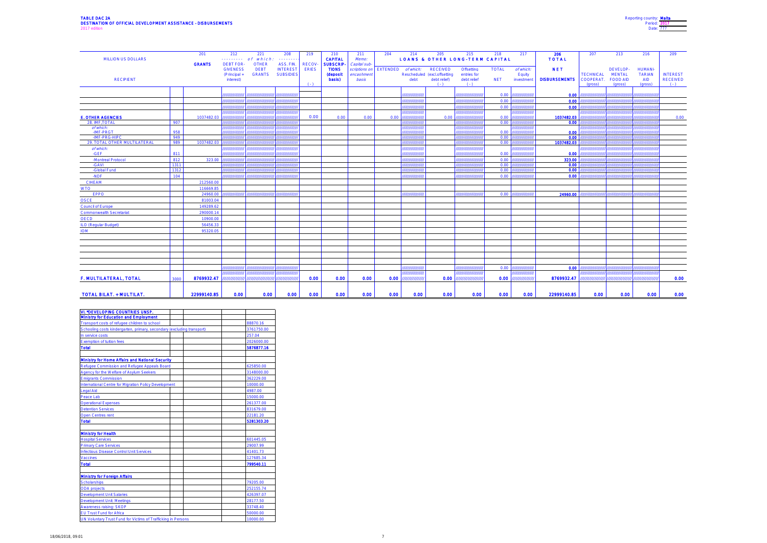**TABLE DAC 2A**
**DESTINATION OF OFFICIAL DEVELOPMENT ASSISTANCE - DISBURSEMENTS**
2017 edition

Reporting country: **Malta**
Period: **2017**
Date: ???

| MILLION US DOLLARS | | 201 | 212 | 221 | 208 | 219 | 210 | 211 | 204 | 214 | 205 | 215 | 218 | 217 | 206 | 207 | 213 | 216 | 209 |
|---|---|---|---|---|---|---|---|---|---|---|---|---|---|---|---|---|---|---|---|
| | | **GRANTS** | --------- *of which:* --------- | | | RECOV-ERIES | **CAPITAL SUBSCRIP-TIONS (deposit basis)** | *Memo: Capital sub-scriptions on encashment basis* | **LOANS & OTHER LONG-TERM CAPITAL** | | | | | | **TOTAL** | | | | |
| **RECIPIENT** | | | DEBT FOR-GIVENESS (Principal + interest) | OTHER DEBT GRANTS | ASS. FIN. INTEREST SUBSIDIES | (-) | | | EXTENDED | *of which:* Rescheduled debt | RECEIVED (excl.offsetting debt relief) (-) | Offsetting entries for debt relief (-) | TOTAL NET | *of which:* Equity investment | **NET DISBURSEMENTS** | TECHNICAL COOPERAT. (gross) | DEVELOP-MENTAL FOOD AID (gross) | HUMANI-TARIAN AID (gross) | INTEREST RECEIVED (-) |
| | | | | | | | | | | | | | 0.00 | | **0.00** | | | | |
| | | | | | | | | | | | | | 0.00 | | **0.00** | | | | |
| | | | | | | | | | | | | | 0.00 | | **0.00** | | | | |
| **E. OTHER AGENCIES** | | 1037482.03 | | | | 0.00 | 0.00 | 0.00 | 0.00 | | 0.00 | | 0.00 | | **1037482.03** | | | | 0.00 |
| 28. IMF,TOTAL | 907 | | | | | | | | | | | | 0.00 | | **0.00** | | | | |
| *of which:* -IMF-PRGT | 958 | | | | | | | | | | | | 0.00 | | **0.00** | | | | |
| -IMF-PRG-HIPC | 949 | | | | | | | | | | | | 0.00 | | **0.00** | | | | |
| 29. TOTAL OTHER MULTILATERAL | 989 | 1037482.03 | | | | | | | | | | | 0.00 | | **1037482.03** | | | | |
| *of which:* -GEF | 811 | | | | | | | | | | | | 0.00 | | **0.00** | | | | |
| -Montreal Protocol | 812 | 323.00 | | | | | | | | | | | 0.00 | | **323.00** | | | | |
| -GAVI | 1311 | | | | | | | | | | | | 0.00 | | **0.00** | | | | |
| -Global Fund | 1312 | | | | | | | | | | | | 0.00 | | **0.00** | | | | |
| -NDF | 104 | | | | | | | | | | | | 0.00 | | **0.00** | | | | |
| CIHEAM | | 212560.00 | | | | | | | | | | | | | | | | | |
| WTO | | 116669.85 | | | | | | | | | | | | | | | | | |
| EPPO | | 24960.00 | | | | | | | | | | | 0.00 | | **24960.00** | | | | |
| OSCE | | 81003.04 | | | | | | | | | | | | | | | | | |
| Council of Europe | | 149289.62 | | | | | | | | | | | | | | | | | |
| Commonwealth Secretariat | | 290000.14 | | | | | | | | | | | | | | | | | |
| OECD | | 10900.00 | | | | | | | | | | | | | | | | | |
| ILO (Regular Budget) | | 56456.33 | | | | | | | | | | | | | | | | | |
| IOM | | 95320.05 | | | | | | | | | | | | | | | | | |
| | | | | | | | | | | | | | 0.00 | | **0.00** | | | | |
| **F. MULTILATERAL, TOTAL** | 3000 | **8769932.47** | | | | **0.00** | **0.00** | **0.00** | **0.00** | | **0.00** | | **0.00** | | **8769932.47** | | | | **0.00** |
| **TOTAL BILAT. + MULTILAT.** | | **22999140.85** | **0.00** | **0.00** | **0.00** | **0.00** | **0.00** | **0.00** | **0.00** | **0.00** | **0.00** | **0.00** | **0.00** | **0.00** | **22999140.85** | **0.00** | **0.00** | **0.00** | **0.00** |

| VI. *DEVELOPING COUNTRIES UNSP. | |
|---|---|
| **Ministry for Education and Employment** | |
| Transport costs of refugee children to school | 88870.16 |
| Schooling costs kindergarten, primary, secondary (excluding transport) | 3761750.00 |
| In service costs | 257.04 |
| Exemption of tuition fees | 2026000.00 |
| **Total** | **5876877.16** |
| | |
| **Ministry for Home Affairs and National Security** | |
| Refugee Commission and Refugee Appeals Board | 625850.00 |
| Agency for the Welfare of Asylum Seekers | 3148000.00 |
| Emigrants Commission | 362229.00 |
| International Centre for Migration Policy Development | 10000.00 |
| Legal Aid | 4987.00 |
| Peace Lab | 15000.00 |
| Operational Expenses | 261377.00 |
| Detention Services | 831679.00 |
| Open Centres rent | 22181.20 |
| **Total** | **5281303.20** |
| | |
| **Ministry for Health** | |
| Hospital Services | 601445.05 |
| Primary Care Services | 29007.99 |
| Infectious Disease Control Unit Services | 41401.73 |
| Vaccines | 127685.34 |
| **Total** | **799540.11** |
| | |
| **Ministry for Foreign Affairs** | |
| Scholarships | 79205.00 |
| ODA projects | 252155.74 |
| Development Unit Salaries | 426397.07 |
| Development Unit: Meetings | 28177.50 |
| Awareness raising: SKOP | 33748.40 |
| EU Trust Fund for Africa | 50000.00 |
| UN Voluntary Trust Fund for Victims of Trafficking in Persons | 10000.00 |

18/06/2018, 09:01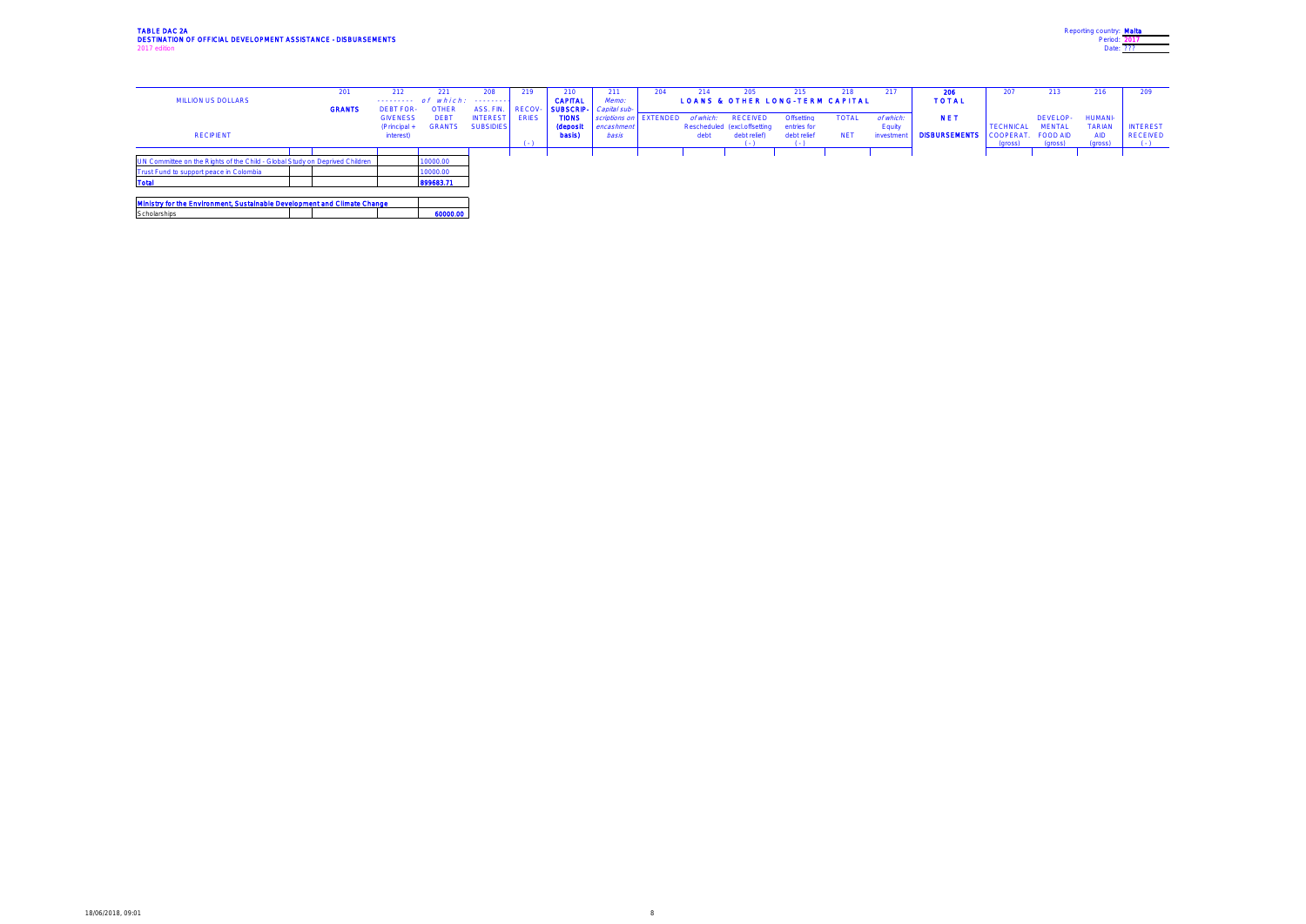**TABLE DAC 2A**
**DESTINATION OF OFFICIAL DEVELOPMENT ASSISTANCE - DISBURSEMENTS**
2017 edition

Reporting country: **Malta**
Period: **2017**
Date: ???

| MILLION US DOLLARS | 201 | 212 | 221 | 208 | 219 | 210 | 211 | 204 | 214 | 205 | 215 | 218 | 217 | 206 | 207 | 213 | 216 | 209 |
|---|---|---|---|---|---|---|---|---|---|---|---|---|---|---|---|---|---|---|
| | | -------- *of which:* -------- | | | | **CAPITAL** | *Memo:* | **LOANS & OTHER LONG-TERM CAPITAL** | | | | | | **TOTAL** | | | | |
| | **GRANTS** | DEBT FOR-GIVENESS (Principal + interest) | OTHER DEBT GRANTS | ASS. FIN. INTEREST SUBSIDIES | RECOV-ERIES ( - ) | **SUBSCRIP-TIONS (deposit basis)** | *Capital sub-scriptions on encashment basis* | EXTENDED | *of which:* Rescheduled debt | RECEIVED (excl.offsetting debt relief) ( - ) | Offsetting entries for debt relief ( - ) | TOTAL NET | *of which:* Equity investment | **NET DISBURSEMENTS** | TECHNICAL COOPERAT. (gross) | DEVELOP-MENTAL FOOD AID (gross) | HUMANI-TARIAN AID (gross) | INTEREST RECEIVED ( - ) |
| **RECIPIENT** | | | | | | | | | | | | | | | | | | |
| UN Committee on the Rights of the Child - Global Study on Deprived Children | | | 10000.00 | | | | | | | | | | | | | | | |
| Trust Fund to support peace in Colombia | | | 10000.00 | | | | | | | | | | | | | | | |
| **Total** | | | **899683.71** | | | | | | | | | | | | | | | |

| **Ministry for the Environment, Sustainable Development and Climate Change** | | | |
|---|---|---|---|
| Scholarships | | | **60000.00** |